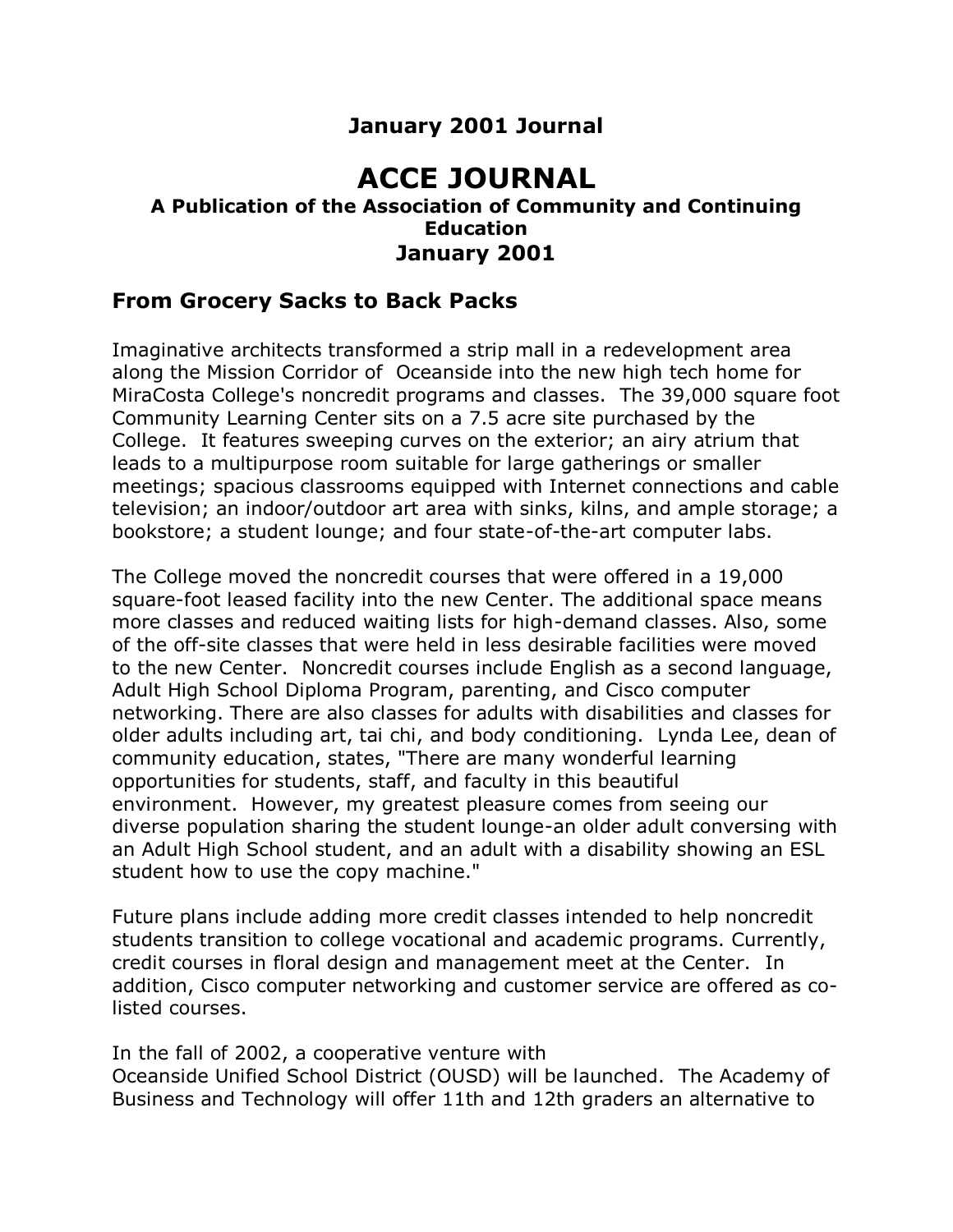# January 2001 Journal

# ACCE JOURNAL

### A Publication of the Association of Community and Continuing Education

### January 2001

## From Grocery Sacks to Back Packs

Imaginative architects transformed a strip mall in a redevelopment area along the Mission Corridor of Oceanside into the new high tech home for MiraCosta College's noncredit programs and classes. The 39,000 square foot Community Learning Center sits on a 7.5 acre site purchased by the College. It features sweeping curves on the exterior; an airy atrium that leads to a multipurpose room suitable for large gatherings or smaller meetings; spacious classrooms equipped with Internet connections and cable television; an indoor/outdoor art area with sinks, kilns, and ample storage; a bookstore; a student lounge; and four state-of-the-art computer labs.

The College moved the noncredit courses that were offered in a 19,000 square-foot leased facility into the new Center. The additional space means more classes and reduced waiting lists for high-demand classes. Also, some of the off-site classes that were held in less desirable facilities were moved to the new Center. Noncredit courses include English as a second language, Adult High School Diploma Program, parenting, and Cisco computer networking. There are also classes for adults with disabilities and classes for older adults including art, tai chi, and body conditioning. Lynda Lee, dean of community education, states, "There are many wonderful learning opportunities for students, staff, and faculty in this beautiful environment. However, my greatest pleasure comes from seeing our diverse population sharing the student lounge-an older adult conversing with an Adult High School student, and an adult with a disability showing an ESL student how to use the copy machine."

Future plans include adding more credit classes intended to help noncredit students transition to college vocational and academic programs. Currently, credit courses in floral design and management meet at the Center. In addition, Cisco computer networking and customer service are offered as co-listed courses.

In the fall of 2002, a cooperative venture with Oceanside Unified School District (OUSD) will be launched. The Academy of Business and Technology will offer 11th and 12th graders an alternative to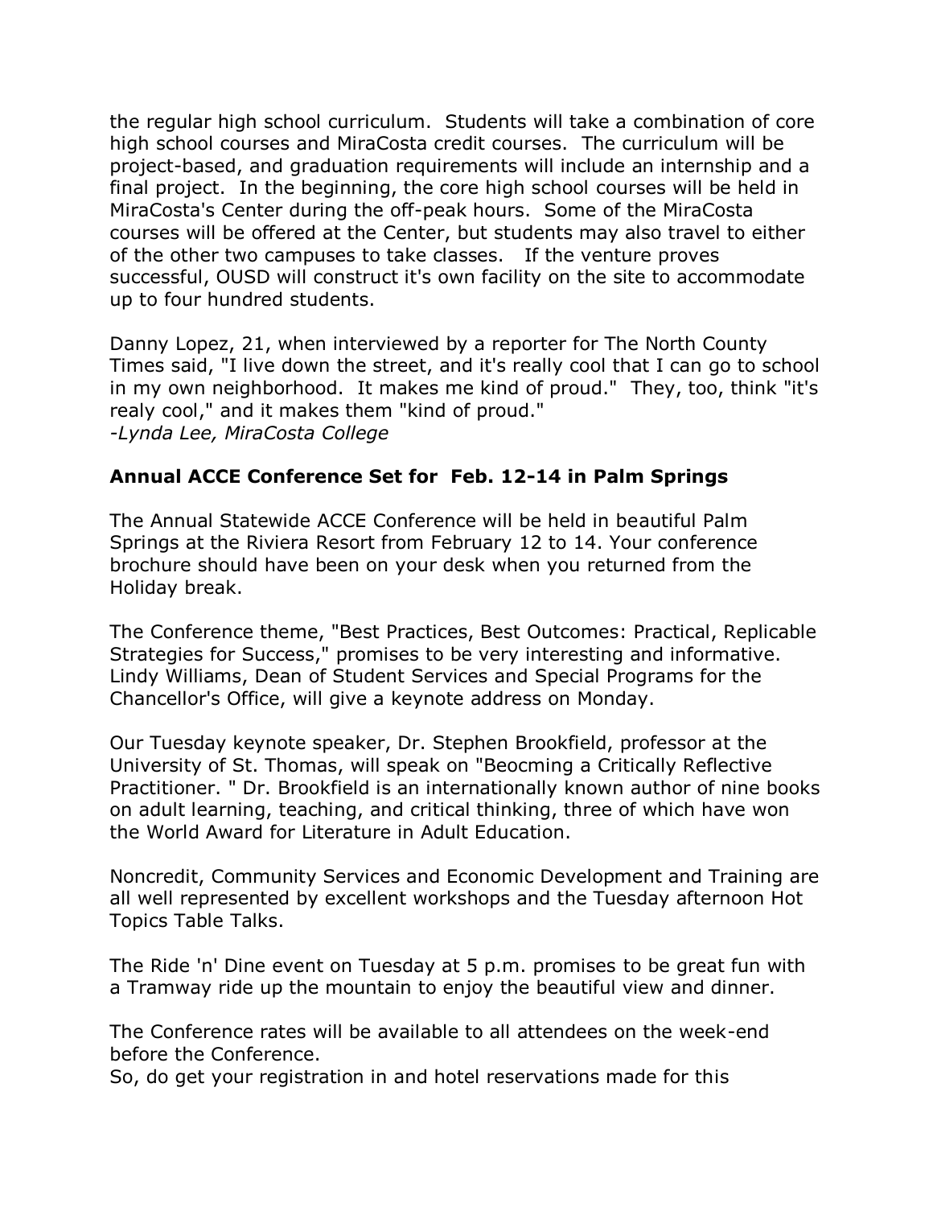the regular high school curriculum. Students will take a combination of core high school courses and MiraCosta credit courses. The curriculum will be project-based, and graduation requirements will include an internship and a final project. In the beginning, the core high school courses will be held in MiraCosta's Center during the off-peak hours. Some of the MiraCosta courses will be offered at the Center, but students may also travel to either of the other two campuses to take classes. If the venture proves successful, OUSD will construct it's own facility on the site to accommodate up to four hundred students.

Danny Lopez, 21, when interviewed by a reporter for The North County Times said, "I live down the street, and it's really cool that I can go to school in my own neighborhood. It makes me kind of proud." They, too, think "it's realy cool," and it makes them "kind of proud."
*-Lynda Lee, MiraCosta College*

**Annual ACCE Conference Set for Feb. 12-14 in Palm Springs**

The Annual Statewide ACCE Conference will be held in beautiful Palm Springs at the Riviera Resort from February 12 to 14. Your conference brochure should have been on your desk when you returned from the Holiday break.

The Conference theme, "Best Practices, Best Outcomes: Practical, Replicable Strategies for Success," promises to be very interesting and informative. Lindy Williams, Dean of Student Services and Special Programs for the Chancellor's Office, will give a keynote address on Monday.

Our Tuesday keynote speaker, Dr. Stephen Brookfield, professor at the University of St. Thomas, will speak on "Beocming a Critically Reflective Practitioner. " Dr. Brookfield is an internationally known author of nine books on adult learning, teaching, and critical thinking, three of which have won the World Award for Literature in Adult Education.

Noncredit, Community Services and Economic Development and Training are all well represented by excellent workshops and the Tuesday afternoon Hot Topics Table Talks.

The Ride 'n' Dine event on Tuesday at 5 p.m. promises to be great fun with a Tramway ride up the mountain to enjoy the beautiful view and dinner.

The Conference rates will be available to all attendees on the week-end before the Conference.
So, do get your registration in and hotel reservations made for this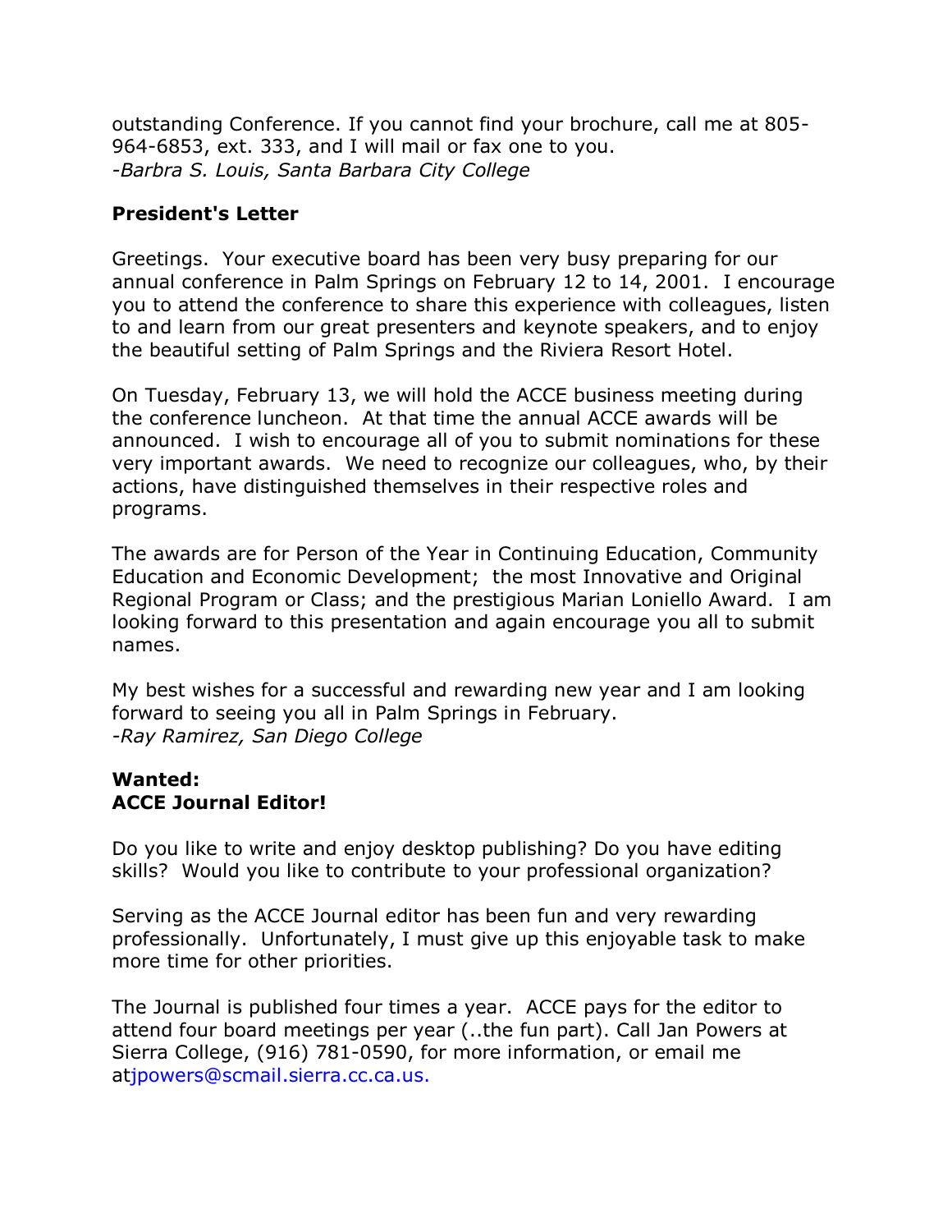outstanding Conference. If you cannot find your brochure, call me at 805-964-6853, ext. 333, and I will mail or fax one to you.
*-Barbra S. Louis, Santa Barbara City College*

**President's Letter**

Greetings. Your executive board has been very busy preparing for our annual conference in Palm Springs on February 12 to 14, 2001. I encourage you to attend the conference to share this experience with colleagues, listen to and learn from our great presenters and keynote speakers, and to enjoy the beautiful setting of Palm Springs and the Riviera Resort Hotel.

On Tuesday, February 13, we will hold the ACCE business meeting during the conference luncheon. At that time the annual ACCE awards will be announced. I wish to encourage all of you to submit nominations for these very important awards. We need to recognize our colleagues, who, by their actions, have distinguished themselves in their respective roles and programs.

The awards are for Person of the Year in Continuing Education, Community Education and Economic Development; the most Innovative and Original Regional Program or Class; and the prestigious Marian Loniello Award. I am looking forward to this presentation and again encourage you all to submit names.

My best wishes for a successful and rewarding new year and I am looking forward to seeing you all in Palm Springs in February.
*-Ray Ramirez, San Diego College*

**Wanted:**
**ACCE Journal Editor!**

Do you like to write and enjoy desktop publishing? Do you have editing skills? Would you like to contribute to your professional organization?

Serving as the ACCE Journal editor has been fun and very rewarding professionally. Unfortunately, I must give up this enjoyable task to make more time for other priorities.

The Journal is published four times a year. ACCE pays for the editor to attend four board meetings per year (..the fun part). Call Jan Powers at Sierra College, (916) 781-0590, for more information, or email me atjpowers@scmail.sierra.cc.ca.us.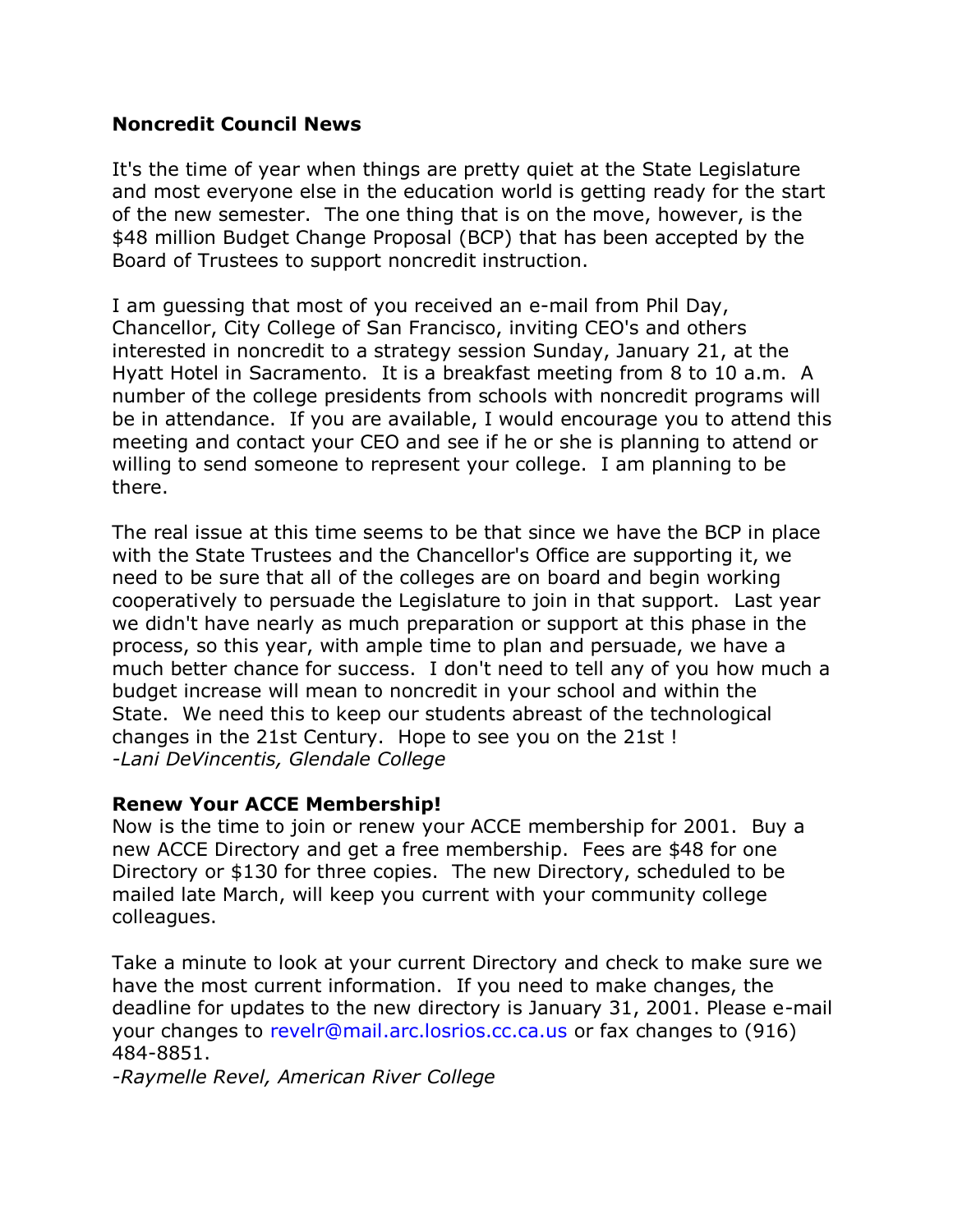**Noncredit Council News**

It's the time of year when things are pretty quiet at the State Legislature and most everyone else in the education world is getting ready for the start of the new semester. The one thing that is on the move, however, is the $48 million Budget Change Proposal (BCP) that has been accepted by the Board of Trustees to support noncredit instruction.

I am guessing that most of you received an e-mail from Phil Day, Chancellor, City College of San Francisco, inviting CEO's and others interested in noncredit to a strategy session Sunday, January 21, at the Hyatt Hotel in Sacramento. It is a breakfast meeting from 8 to 10 a.m. A number of the college presidents from schools with noncredit programs will be in attendance. If you are available, I would encourage you to attend this meeting and contact your CEO and see if he or she is planning to attend or willing to send someone to represent your college. I am planning to be there.

The real issue at this time seems to be that since we have the BCP in place with the State Trustees and the Chancellor's Office are supporting it, we need to be sure that all of the colleges are on board and begin working cooperatively to persuade the Legislature to join in that support. Last year we didn't have nearly as much preparation or support at this phase in the process, so this year, with ample time to plan and persuade, we have a much better chance for success. I don't need to tell any of you how much a budget increase will mean to noncredit in your school and within the State. We need this to keep our students abreast of the technological changes in the 21st Century. Hope to see you on the 21st !
*-Lani DeVincentis, Glendale College*

**Renew Your ACCE Membership!**
Now is the time to join or renew your ACCE membership for 2001. Buy a new ACCE Directory and get a free membership. Fees are $48 for one Directory or $130 for three copies. The new Directory, scheduled to be mailed late March, will keep you current with your community college colleagues.

Take a minute to look at your current Directory and check to make sure we have the most current information. If you need to make changes, the deadline for updates to the new directory is January 31, 2001. Please e-mail your changes to revelr@mail.arc.losrios.cc.ca.us or fax changes to (916) 484-8851.
*-Raymelle Revel, American River College*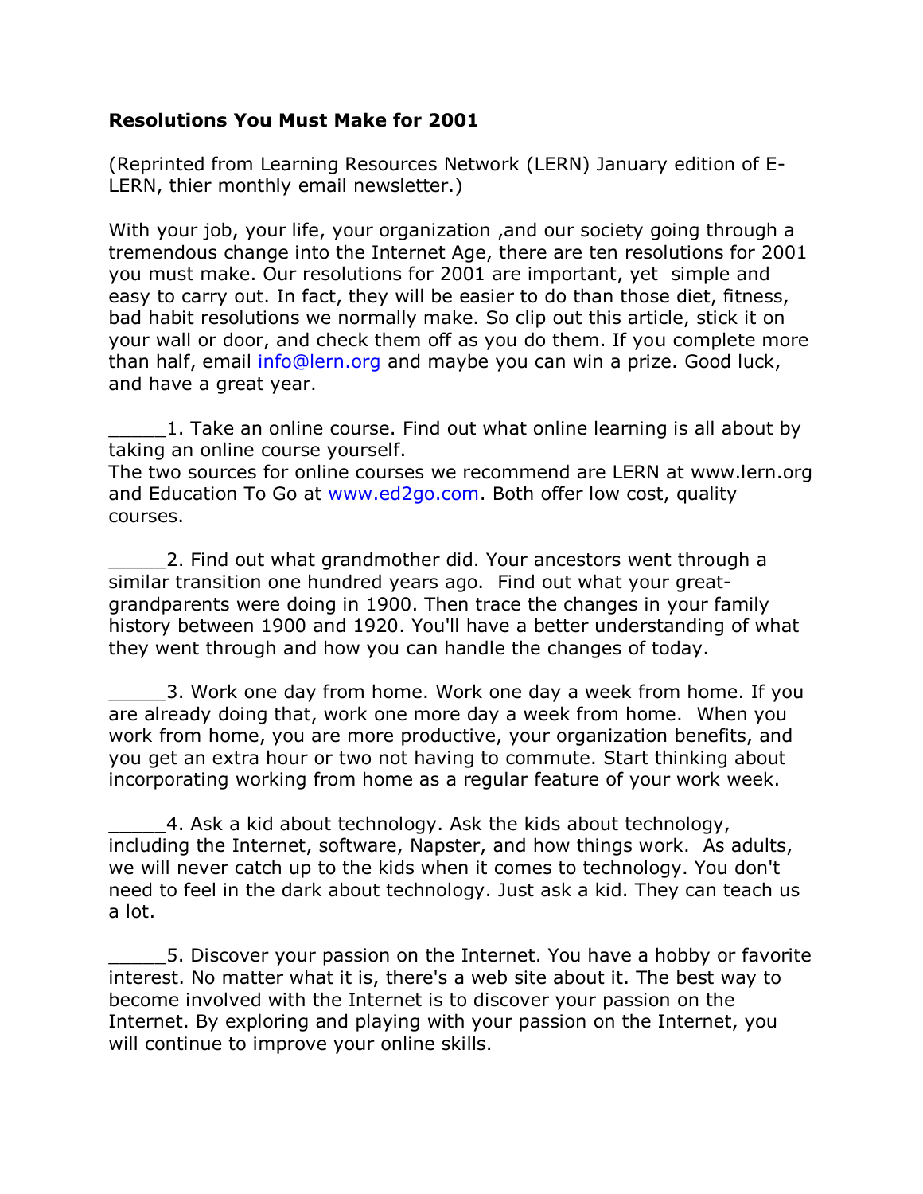**Resolutions You Must Make for 2001**

(Reprinted from Learning Resources Network (LERN) January edition of E-LERN, thier monthly email newsletter.)

With your job, your life, your organization ,and our society going through a tremendous change into the Internet Age, there are ten resolutions for 2001 you must make. Our resolutions for 2001 are important, yet simple and easy to carry out. In fact, they will be easier to do than those diet, fitness, bad habit resolutions we normally make. So clip out this article, stick it on your wall or door, and check them off as you do them. If you complete more than half, email info@lern.org and maybe you can win a prize. Good luck, and have a great year.

_____1. Take an online course. Find out what online learning is all about by taking an online course yourself.
The two sources for online courses we recommend are LERN at www.lern.org and Education To Go at www.ed2go.com. Both offer low cost, quality courses.

_____2. Find out what grandmother did. Your ancestors went through a similar transition one hundred years ago. Find out what your great-grandparents were doing in 1900. Then trace the changes in your family history between 1900 and 1920. You'll have a better understanding of what they went through and how you can handle the changes of today.

_____3. Work one day from home. Work one day a week from home. If you are already doing that, work one more day a week from home. When you work from home, you are more productive, your organization benefits, and you get an extra hour or two not having to commute. Start thinking about incorporating working from home as a regular feature of your work week.

_____4. Ask a kid about technology. Ask the kids about technology, including the Internet, software, Napster, and how things work. As adults, we will never catch up to the kids when it comes to technology. You don't need to feel in the dark about technology. Just ask a kid. They can teach us a lot.

_____5. Discover your passion on the Internet. You have a hobby or favorite interest. No matter what it is, there's a web site about it. The best way to become involved with the Internet is to discover your passion on the Internet. By exploring and playing with your passion on the Internet, you will continue to improve your online skills.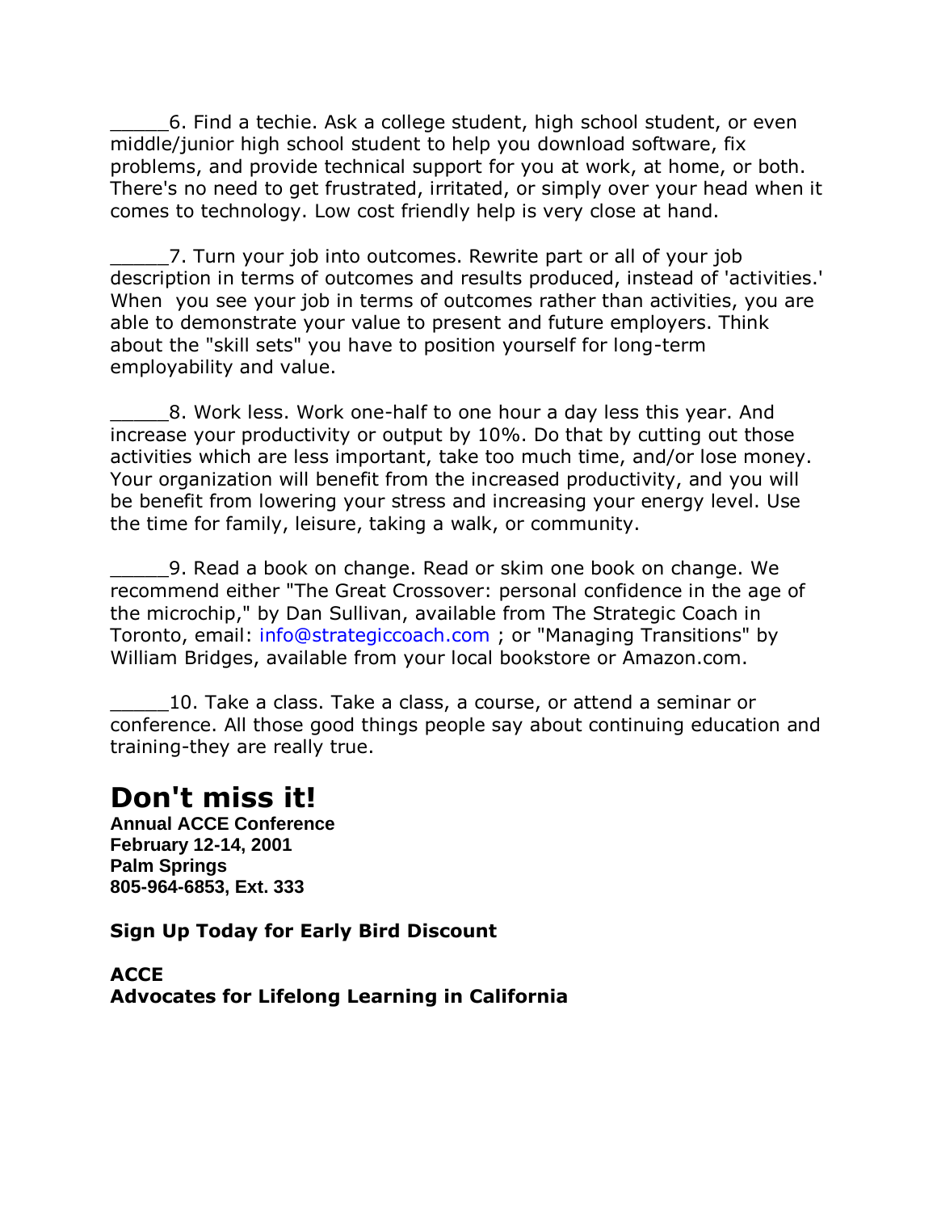_____6. Find a techie. Ask a college student, high school student, or even middle/junior high school student to help you download software, fix problems, and provide technical support for you at work, at home, or both. There's no need to get frustrated, irritated, or simply over your head when it comes to technology. Low cost friendly help is very close at hand.

_____7. Turn your job into outcomes. Rewrite part or all of your job description in terms of outcomes and results produced, instead of 'activities.' When you see your job in terms of outcomes rather than activities, you are able to demonstrate your value to present and future employers. Think about the "skill sets" you have to position yourself for long-term employability and value.

_____8. Work less. Work one-half to one hour a day less this year. And increase your productivity or output by 10%. Do that by cutting out those activities which are less important, take too much time, and/or lose money. Your organization will benefit from the increased productivity, and you will be benefit from lowering your stress and increasing your energy level. Use the time for family, leisure, taking a walk, or community.

_____9. Read a book on change. Read or skim one book on change. We recommend either "The Great Crossover: personal confidence in the age of the microchip," by Dan Sullivan, available from The Strategic Coach in Toronto, email: info@strategiccoach.com ; or "Managing Transitions" by William Bridges, available from your local bookstore or Amazon.com.

_____10. Take a class. Take a class, a course, or attend a seminar or conference. All those good things people say about continuing education and training-they are really true.

# Don't miss it!

**Annual ACCE Conference**
**February 12-14, 2001**
**Palm Springs**
**805-964-6853, Ext. 333**

**Sign Up Today for Early Bird Discount**

**ACCE**
**Advocates for Lifelong Learning in California**